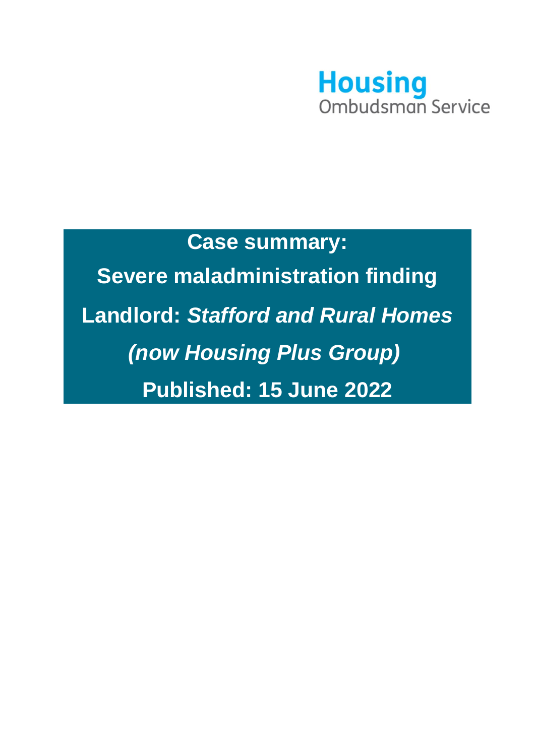Housing
Ombudsman Service

# Case summary:

## Severe maladministration finding

## Landlord: *Stafford and Rural Homes (now Housing Plus Group)*

## Published: 15 June 2022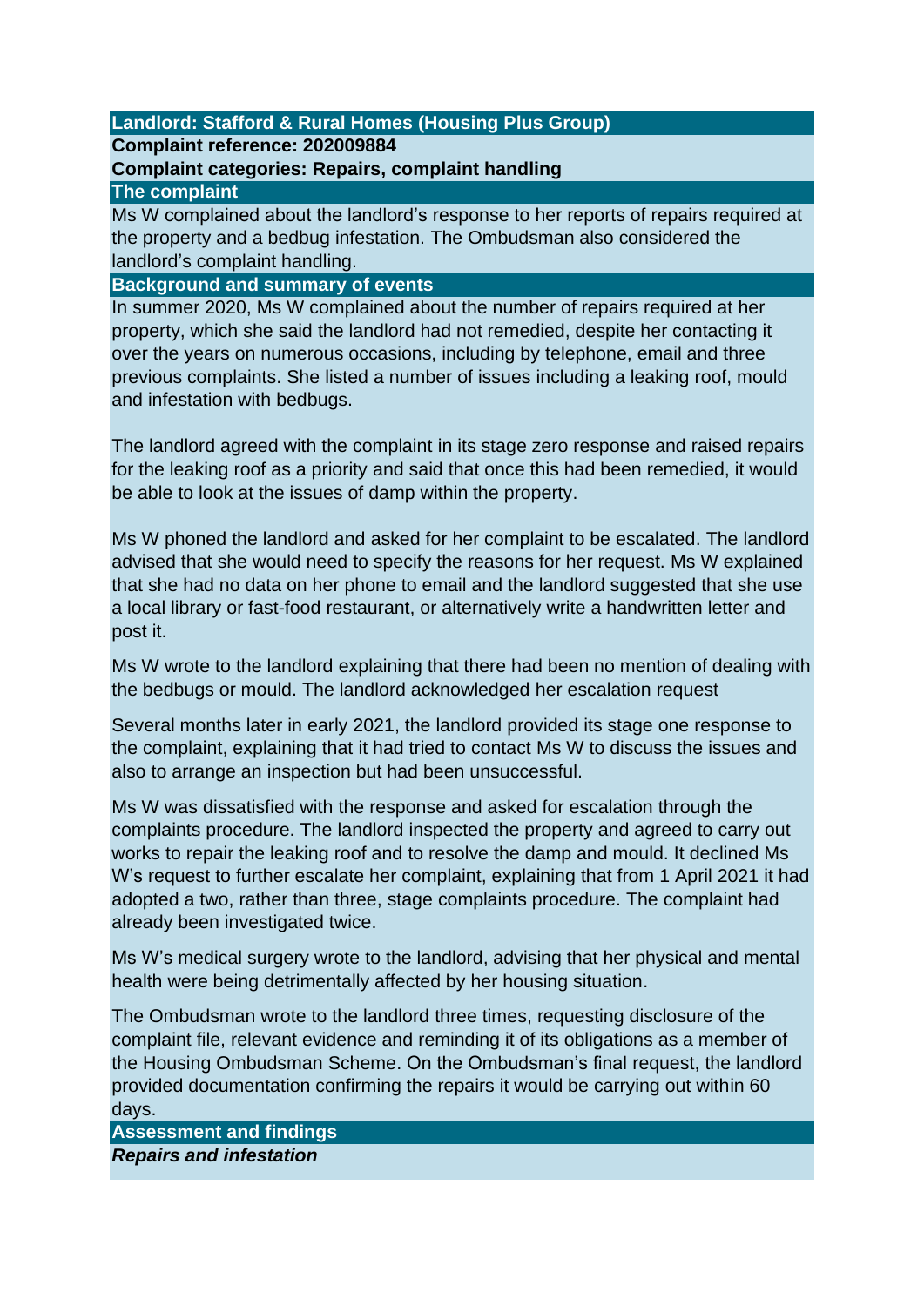**Landlord: Stafford & Rural Homes (Housing Plus Group)**

**Complaint reference: 202009884**

**Complaint categories: Repairs, complaint handling**

## The complaint

Ms W complained about the landlord's response to her reports of repairs required at the property and a bedbug infestation. The Ombudsman also considered the landlord's complaint handling.

## Background and summary of events

In summer 2020, Ms W complained about the number of repairs required at her property, which she said the landlord had not remedied, despite her contacting it over the years on numerous occasions, including by telephone, email and three previous complaints. She listed a number of issues including a leaking roof, mould and infestation with bedbugs.

The landlord agreed with the complaint in its stage zero response and raised repairs for the leaking roof as a priority and said that once this had been remedied, it would be able to look at the issues of damp within the property.

Ms W phoned the landlord and asked for her complaint to be escalated. The landlord advised that she would need to specify the reasons for her request. Ms W explained that she had no data on her phone to email and the landlord suggested that she use a local library or fast-food restaurant, or alternatively write a handwritten letter and post it.

Ms W wrote to the landlord explaining that there had been no mention of dealing with the bedbugs or mould. The landlord acknowledged her escalation request

Several months later in early 2021, the landlord provided its stage one response to the complaint, explaining that it had tried to contact Ms W to discuss the issues and also to arrange an inspection but had been unsuccessful.

Ms W was dissatisfied with the response and asked for escalation through the complaints procedure. The landlord inspected the property and agreed to carry out works to repair the leaking roof and to resolve the damp and mould. It declined Ms W's request to further escalate her complaint, explaining that from 1 April 2021 it had adopted a two, rather than three, stage complaints procedure. The complaint had already been investigated twice.

Ms W's medical surgery wrote to the landlord, advising that her physical and mental health were being detrimentally affected by her housing situation.

The Ombudsman wrote to the landlord three times, requesting disclosure of the complaint file, relevant evidence and reminding it of its obligations as a member of the Housing Ombudsman Scheme. On the Ombudsman's final request, the landlord provided documentation confirming the repairs it would be carrying out within 60 days.

## Assessment and findings

### *Repairs and infestation*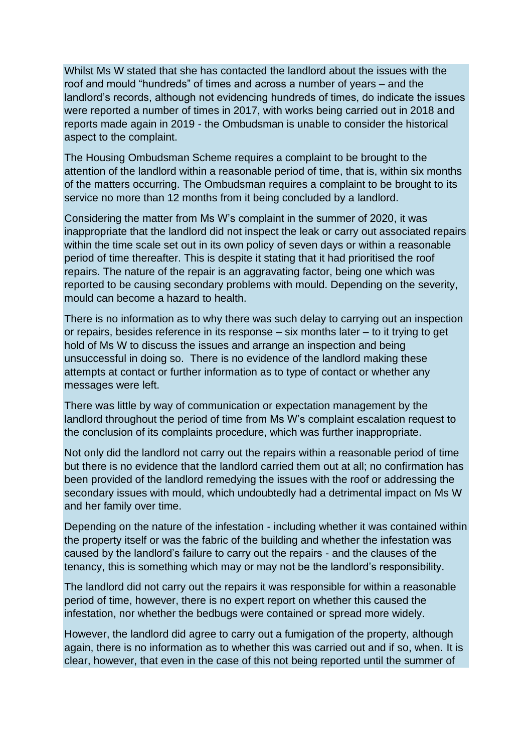Whilst Ms W stated that she has contacted the landlord about the issues with the roof and mould "hundreds" of times and across a number of years – and the landlord's records, although not evidencing hundreds of times, do indicate the issues were reported a number of times in 2017, with works being carried out in 2018 and reports made again in 2019 - the Ombudsman is unable to consider the historical aspect to the complaint.

The Housing Ombudsman Scheme requires a complaint to be brought to the attention of the landlord within a reasonable period of time, that is, within six months of the matters occurring. The Ombudsman requires a complaint to be brought to its service no more than 12 months from it being concluded by a landlord.

Considering the matter from Ms W's complaint in the summer of 2020, it was inappropriate that the landlord did not inspect the leak or carry out associated repairs within the time scale set out in its own policy of seven days or within a reasonable period of time thereafter. This is despite it stating that it had prioritised the roof repairs. The nature of the repair is an aggravating factor, being one which was reported to be causing secondary problems with mould. Depending on the severity, mould can become a hazard to health.

There is no information as to why there was such delay to carrying out an inspection or repairs, besides reference in its response – six months later – to it trying to get hold of Ms W to discuss the issues and arrange an inspection and being unsuccessful in doing so. There is no evidence of the landlord making these attempts at contact or further information as to type of contact or whether any messages were left.

There was little by way of communication or expectation management by the landlord throughout the period of time from Ms W's complaint escalation request to the conclusion of its complaints procedure, which was further inappropriate.

Not only did the landlord not carry out the repairs within a reasonable period of time but there is no evidence that the landlord carried them out at all; no confirmation has been provided of the landlord remedying the issues with the roof or addressing the secondary issues with mould, which undoubtedly had a detrimental impact on Ms W and her family over time.

Depending on the nature of the infestation - including whether it was contained within the property itself or was the fabric of the building and whether the infestation was caused by the landlord's failure to carry out the repairs - and the clauses of the tenancy, this is something which may or may not be the landlord's responsibility.

The landlord did not carry out the repairs it was responsible for within a reasonable period of time, however, there is no expert report on whether this caused the infestation, nor whether the bedbugs were contained or spread more widely.

However, the landlord did agree to carry out a fumigation of the property, although again, there is no information as to whether this was carried out and if so, when. It is clear, however, that even in the case of this not being reported until the summer of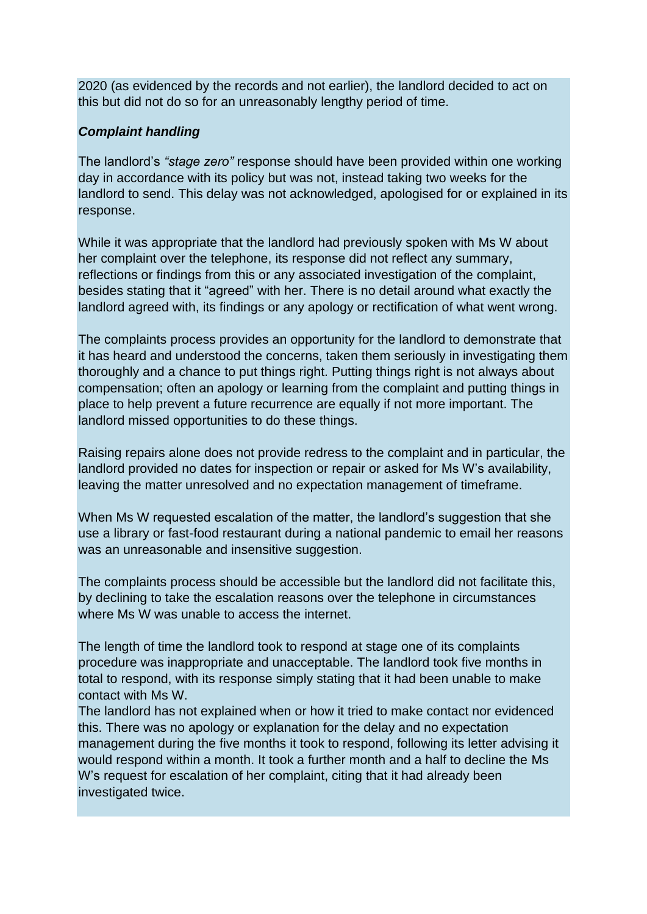2020 (as evidenced by the records and not earlier), the landlord decided to act on this but did not do so for an unreasonably lengthy period of time.

***Complaint handling***

The landlord's *"stage zero"* response should have been provided within one working day in accordance with its policy but was not, instead taking two weeks for the landlord to send. This delay was not acknowledged, apologised for or explained in its response.

While it was appropriate that the landlord had previously spoken with Ms W about her complaint over the telephone, its response did not reflect any summary, reflections or findings from this or any associated investigation of the complaint, besides stating that it "agreed" with her. There is no detail around what exactly the landlord agreed with, its findings or any apology or rectification of what went wrong.

The complaints process provides an opportunity for the landlord to demonstrate that it has heard and understood the concerns, taken them seriously in investigating them thoroughly and a chance to put things right. Putting things right is not always about compensation; often an apology or learning from the complaint and putting things in place to help prevent a future recurrence are equally if not more important. The landlord missed opportunities to do these things.

Raising repairs alone does not provide redress to the complaint and in particular, the landlord provided no dates for inspection or repair or asked for Ms W's availability, leaving the matter unresolved and no expectation management of timeframe.

When Ms W requested escalation of the matter, the landlord's suggestion that she use a library or fast-food restaurant during a national pandemic to email her reasons was an unreasonable and insensitive suggestion.

The complaints process should be accessible but the landlord did not facilitate this, by declining to take the escalation reasons over the telephone in circumstances where Ms W was unable to access the internet.

The length of time the landlord took to respond at stage one of its complaints procedure was inappropriate and unacceptable. The landlord took five months in total to respond, with its response simply stating that it had been unable to make contact with Ms W.

The landlord has not explained when or how it tried to make contact nor evidenced this. There was no apology or explanation for the delay and no expectation management during the five months it took to respond, following its letter advising it would respond within a month. It took a further month and a half to decline the Ms W's request for escalation of her complaint, citing that it had already been investigated twice.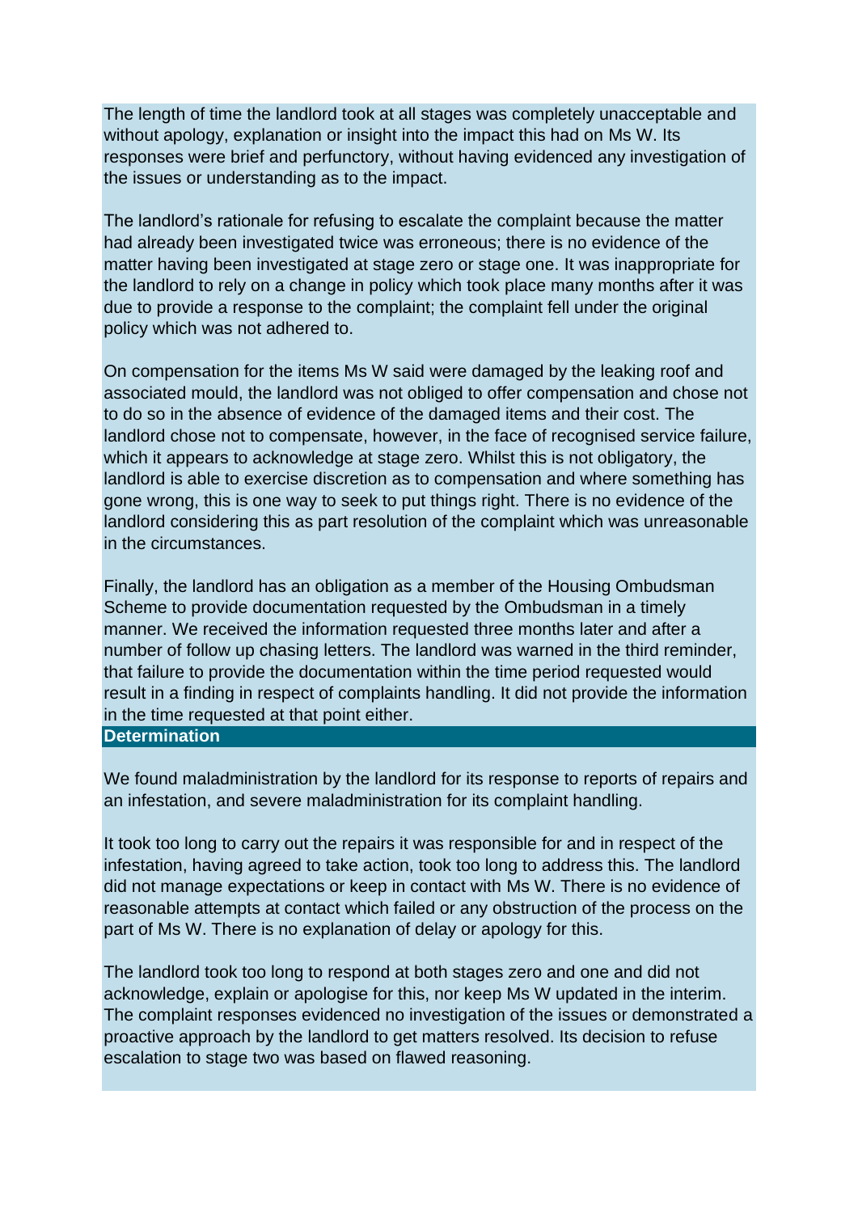The length of time the landlord took at all stages was completely unacceptable and without apology, explanation or insight into the impact this had on Ms W. Its responses were brief and perfunctory, without having evidenced any investigation of the issues or understanding as to the impact.

The landlord's rationale for refusing to escalate the complaint because the matter had already been investigated twice was erroneous; there is no evidence of the matter having been investigated at stage zero or stage one. It was inappropriate for the landlord to rely on a change in policy which took place many months after it was due to provide a response to the complaint; the complaint fell under the original policy which was not adhered to.

On compensation for the items Ms W said were damaged by the leaking roof and associated mould, the landlord was not obliged to offer compensation and chose not to do so in the absence of evidence of the damaged items and their cost. The landlord chose not to compensate, however, in the face of recognised service failure, which it appears to acknowledge at stage zero. Whilst this is not obligatory, the landlord is able to exercise discretion as to compensation and where something has gone wrong, this is one way to seek to put things right. There is no evidence of the landlord considering this as part resolution of the complaint which was unreasonable in the circumstances.

Finally, the landlord has an obligation as a member of the Housing Ombudsman Scheme to provide documentation requested by the Ombudsman in a timely manner. We received the information requested three months later and after a number of follow up chasing letters. The landlord was warned in the third reminder, that failure to provide the documentation within the time period requested would result in a finding in respect of complaints handling. It did not provide the information in the time requested at that point either.

## Determination

We found maladministration by the landlord for its response to reports of repairs and an infestation, and severe maladministration for its complaint handling.

It took too long to carry out the repairs it was responsible for and in respect of the infestation, having agreed to take action, took too long to address this. The landlord did not manage expectations or keep in contact with Ms W. There is no evidence of reasonable attempts at contact which failed or any obstruction of the process on the part of Ms W. There is no explanation of delay or apology for this.

The landlord took too long to respond at both stages zero and one and did not acknowledge, explain or apologise for this, nor keep Ms W updated in the interim. The complaint responses evidenced no investigation of the issues or demonstrated a proactive approach by the landlord to get matters resolved. Its decision to refuse escalation to stage two was based on flawed reasoning.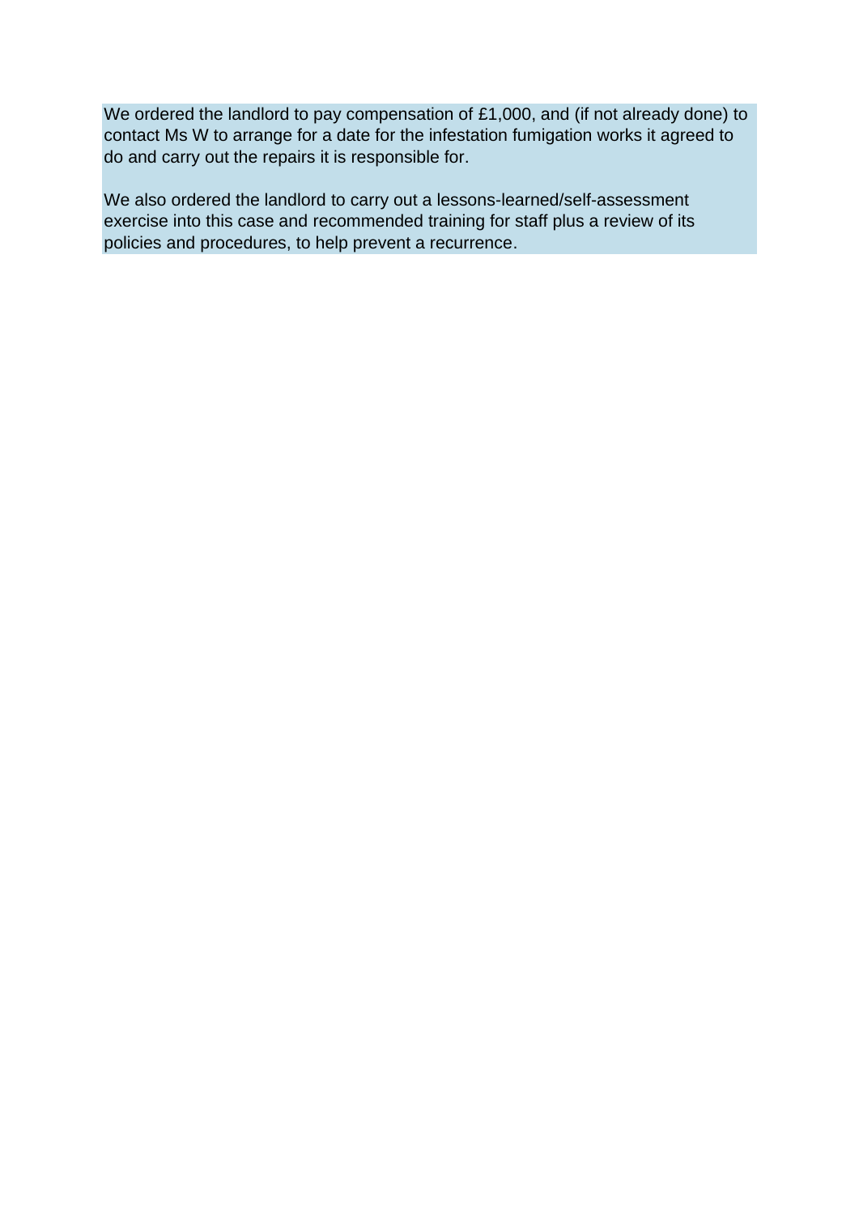We ordered the landlord to pay compensation of £1,000, and (if not already done) to contact Ms W to arrange for a date for the infestation fumigation works it agreed to do and carry out the repairs it is responsible for.

We also ordered the landlord to carry out a lessons-learned/self-assessment exercise into this case and recommended training for staff plus a review of its policies and procedures, to help prevent a recurrence.